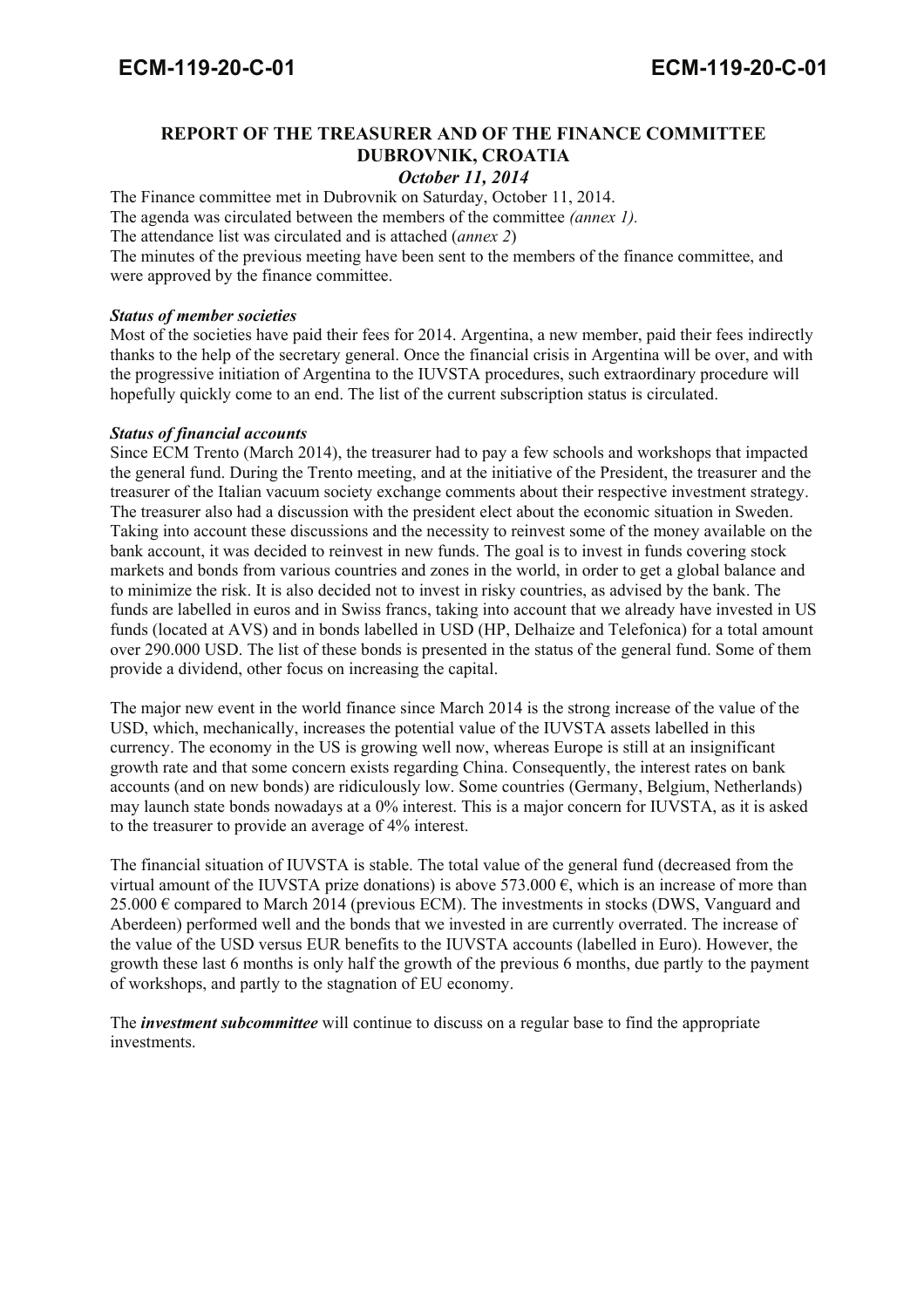## REPORT OF THE TREASURER AND OF THE FINANCE COMMITTEE DUBROVNIK, CROATIA

***October 11, 2014***

The Finance committee met in Dubrovnik on Saturday, October 11, 2014.
The agenda was circulated between the members of the committee *(annex 1).*
The attendance list was circulated and is attached (*annex 2*)
The minutes of the previous meeting have been sent to the members of the finance committee, and were approved by the finance committee.

***Status of member societies***

Most of the societies have paid their fees for 2014. Argentina, a new member, paid their fees indirectly thanks to the help of the secretary general. Once the financial crisis in Argentina will be over, and with the progressive initiation of Argentina to the IUVSTA procedures, such extraordinary procedure will hopefully quickly come to an end. The list of the current subscription status is circulated.

***Status of financial accounts***

Since ECM Trento (March 2014), the treasurer had to pay a few schools and workshops that impacted the general fund. During the Trento meeting, and at the initiative of the President, the treasurer and the treasurer of the Italian vacuum society exchange comments about their respective investment strategy. The treasurer also had a discussion with the president elect about the economic situation in Sweden. Taking into account these discussions and the necessity to reinvest some of the money available on the bank account, it was decided to reinvest in new funds. The goal is to invest in funds covering stock markets and bonds from various countries and zones in the world, in order to get a global balance and to minimize the risk. It is also decided not to invest in risky countries, as advised by the bank. The funds are labelled in euros and in Swiss francs, taking into account that we already have invested in US funds (located at AVS) and in bonds labelled in USD (HP, Delhaize and Telefonica) for a total amount over 290.000 USD. The list of these bonds is presented in the status of the general fund. Some of them provide a dividend, other focus on increasing the capital.

The major new event in the world finance since March 2014 is the strong increase of the value of the USD, which, mechanically, increases the potential value of the IUVSTA assets labelled in this currency. The economy in the US is growing well now, whereas Europe is still at an insignificant growth rate and that some concern exists regarding China. Consequently, the interest rates on bank accounts (and on new bonds) are ridiculously low. Some countries (Germany, Belgium, Netherlands) may launch state bonds nowadays at a 0% interest. This is a major concern for IUVSTA, as it is asked to the treasurer to provide an average of 4% interest.

The financial situation of IUVSTA is stable. The total value of the general fund (decreased from the virtual amount of the IUVSTA prize donations) is above 573.000 €, which is an increase of more than 25.000 € compared to March 2014 (previous ECM). The investments in stocks (DWS, Vanguard and Aberdeen) performed well and the bonds that we invested in are currently overrated. The increase of the value of the USD versus EUR benefits to the IUVSTA accounts (labelled in Euro). However, the growth these last 6 months is only half the growth of the previous 6 months, due partly to the payment of workshops, and partly to the stagnation of EU economy.

The ***investment subcommittee*** will continue to discuss on a regular base to find the appropriate investments.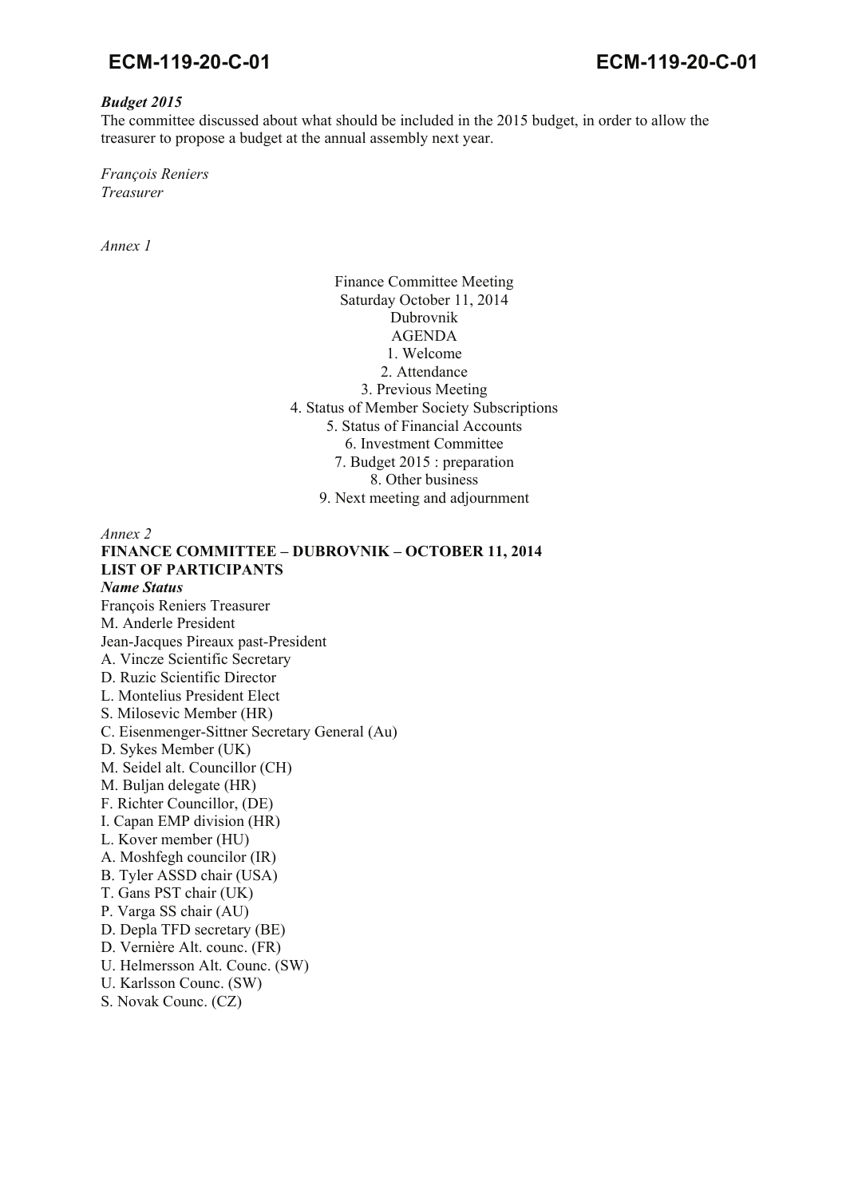***Budget 2015***

The committee discussed about what should be included in the 2015 budget, in order to allow the treasurer to propose a budget at the annual assembly next year.

*François Reniers*
*Treasurer*

*Annex 1*

Finance Committee Meeting
Saturday October 11, 2014
Dubrovnik
AGENDA

1. Welcome
2. Attendance
3. Previous Meeting
4. Status of Member Society Subscriptions
5. Status of Financial Accounts
6. Investment Committee
7. Budget 2015 : preparation
8. Other business
9. Next meeting and adjournment

*Annex 2*

**FINANCE COMMITTEE – DUBROVNIK – OCTOBER 11, 2014**
**LIST OF PARTICIPANTS**

***Name Status***

François Reniers Treasurer
M. Anderle President
Jean-Jacques Pireaux past-President
A. Vincze Scientific Secretary
D. Ruzic Scientific Director
L. Montelius President Elect
S. Milosevic Member (HR)
C. Eisenmenger-Sittner Secretary General (Au)
D. Sykes Member (UK)
M. Seidel alt. Councillor (CH)
M. Buljan delegate (HR)
F. Richter Councillor, (DE)
I. Capan EMP division (HR)
L. Kover member (HU)
A. Moshfegh councilor (IR)
B. Tyler ASSD chair (USA)
T. Gans PST chair (UK)
P. Varga SS chair (AU)
D. Depla TFD secretary (BE)
D. Vernière Alt. counc. (FR)
U. Helmersson Alt. Counc. (SW)
U. Karlsson Counc. (SW)
S. Novak Counc. (CZ)